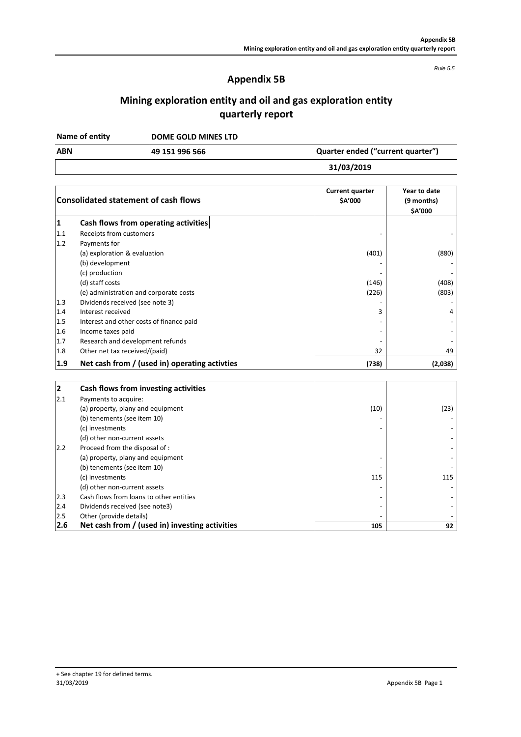*Rule 5.5*

# Appendix 5B

## Mining exploration entity and oil and gas exploration entity quarterly report

| Name of entity | DOME GOLD MINES LTD | |
|---|---|---|
| **ABN** | **49 151 996 566** | **Quarter ended ("current quarter")** |
| | | **31/03/2019** |

| | Consolidated statement of cash flows | Current quarter $A'000 | Year to date (9 months) $A'000 |
|---|---|---|---|
| **1** | **Cash flows from operating activities** | | |
| 1.1 | Receipts from customers | - | - |
| 1.2 | Payments for | | |
| | (a) exploration & evaluation | (401) | (880) |
| | (b) development | - | - |
| | (c) production | - | - |
| | (d) staff costs | (146) | (408) |
| | (e) administration and corporate costs | (226) | (803) |
| 1.3 | Dividends received (see note 3) | - | - |
| 1.4 | Interest received | 3 | 4 |
| 1.5 | Interest and other costs of finance paid | - | - |
| 1.6 | Income taxes paid | - | - |
| 1.7 | Research and development refunds | - | - |
| 1.8 | Other net tax received/(paid) | 32 | 49 |
| **1.9** | **Net cash from / (used in) operating activties** | **(738)** | **(2,038)** |

| | | | |
|---|---|---|---|
| **2** | **Cash flows from investing activities** | | |
| 2.1 | Payments to acquire: | | |
| | (a) property, plany and equipment | (10) | (23) |
| | (b) tenements (see item 10) | - | - |
| | (c) investments | - | - |
| | (d) other non-current assets | | - |
| 2.2 | Proceed from the disposal of : | | - |
| | (a) property, plany and equipment | - | - |
| | (b) tenements (see item 10) | - | - |
| | (c) investments | 115 | 115 |
| | (d) other non-current assets | - | - |
| 2.3 | Cash flows from loans to other entities | - | - |
| 2.4 | Dividends received (see note3) | - | - |
| 2.5 | Other (provide details) | - | - |
| **2.6** | **Net cash from / (used in) investing activities** | **105** | **92** |

+ See chapter 19 for defined terms.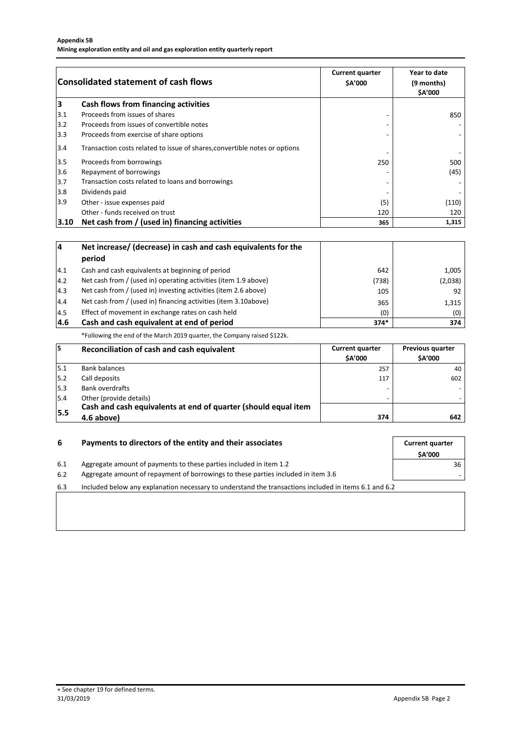**Appendix 5B**
**Mining exploration entity and oil and gas exploration entity quarterly report**

| | Consolidated statement of cash flows | Current quarter $A'000 | Year to date (9 months) $A'000 |
|---|---|---|---|
| **3** | **Cash flows from financing activities** | | |
| 3.1 | Proceeds from issues of shares | - | 850 |
| 3.2 | Proceeds from issues of convertible notes | - | - |
| 3.3 | Proceeds from exercise of share options | - | - |
| 3.4 | Transaction costs related to issue of shares,convertible notes or options | - | - |
| 3.5 | Proceeds from borrowings | 250 | 500 |
| 3.6 | Repayment of borrowings | - | (45) |
| 3.7 | Transaction costs related to loans and borrowings | - | - |
| 3.8 | Dividends paid | - | - |
| 3.9 | Other - issue expenses paid | (5) | (110) |
| | Other - funds received on trust | 120 | 120 |
| **3.10** | **Net cash from / (used in) financing activities** | **365** | **1,315** |

| | | | |
|---|---|---|---|
| **4** | **Net increase/ (decrease) in cash and cash equivalents for the period** | | |
| 4.1 | Cash and cash equivalents at beginning of period | 642 | 1,005 |
| 4.2 | Net cash from / (used in) operating activities (item 1.9 above) | (738) | (2,038) |
| 4.3 | Net cash from / (used in) investing activities (item 2.6 above) | 105 | 92 |
| 4.4 | Net cash from / (used in) financing activities (item 3.10above) | 365 | 1,315 |
| 4.5 | Effect of movement in exchange rates on cash held | (0) | (0) |
| **4.6** | **Cash and cash equivalent at end of period** | **374*** | **374** |

*Following the end of the March 2019 quarter, the Company raised $122k.

| **5** | **Reconciliation of cash and cash equivalent** | Current quarter $A'000 | Previous quarter $A'000 |
|---|---|---|---|
| 5.1 | Bank balances | 257 | 40 |
| 5.2 | Call deposits | 117 | 602 |
| 5.3 | Bank overdrafts | - | - |
| 5.4 | Other (provide details) | - | - |
| **5.5** | **Cash and cash equivalents at end of quarter (should equal item 4.6 above)** | **374** | **642** |

| **6** | **Payments to directors of the entity and their associates** | Current quarter $A'000 |
|---|---|---|
| 6.1 | Aggregate amount of payments to these parties included in item 1.2 | 36 |
| 6.2 | Aggregate amount of repayment of borrowings to these parties included in item 3.6 | - |

6.3 Included below any explanation necessary to understand the transactions included in items 6.1 and 6.2

+ See chapter 19 for defined terms.
31/03/2019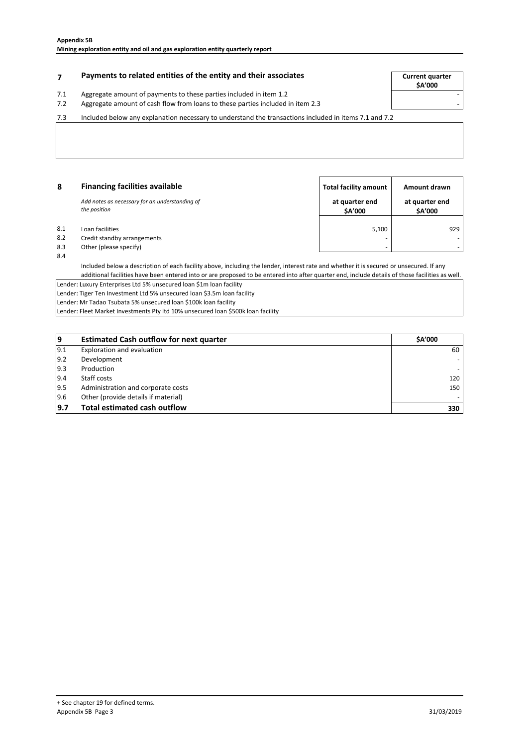## 7 Payments to related entities of the entity and their associates

| | | Current quarter $A'000 |
|---|---|---|
| 7.1 | Aggregate amount of payments to these parties included in item 1.2 | - |
| 7.2 | Aggregate amount of cash flow from loans to these parties included in item 2.3 | - |

7.3 Included below any explanation necessary to understand the transactions included in items 7.1 and 7.2

## 8 Financing facilities available

*Add notes as necessary for an understanding of the position*

| | | Total facility amount at quarter end $A'000 | Amount drawn at quarter end $A'000 |
|---|---|---|---|
| 8.1 | Loan facilities | 5,100 | 929 |
| 8.2 | Credit standby arrangements | - | - |
| 8.3 | Other (please specify) | - | - |

8.4 Included below a description of each facility above, including the lender, interest rate and whether it is secured or unsecured. If any additional facilities have been entered into or are proposed to be entered into after quarter end, include details of those facilities as well.

Lender: Luxury Enterprises Ltd 5% unsecured loan $1m loan facility
Lender: Tiger Ten Investment Ltd 5% unsecured loan $3.5m loan facility
Lender: Mr Tadao Tsubata 5% unsecured loan $100k loan facility
Lender: Fleet Market Investments Pty ltd 10% unsecured loan $500k loan facility

| 9 | Estimated Cash outflow for next quarter | $A'000 |
|---|---|---|
| 9.1 | Exploration and evaluation | 60 |
| 9.2 | Development | - |
| 9.3 | Production | - |
| 9.4 | Staff costs | 120 |
| 9.5 | Administration and corporate costs | 150 |
| 9.6 | Other (provide details if material) | - |
| **9.7** | **Total estimated cash outflow** | **330** |

+ See chapter 19 for defined terms.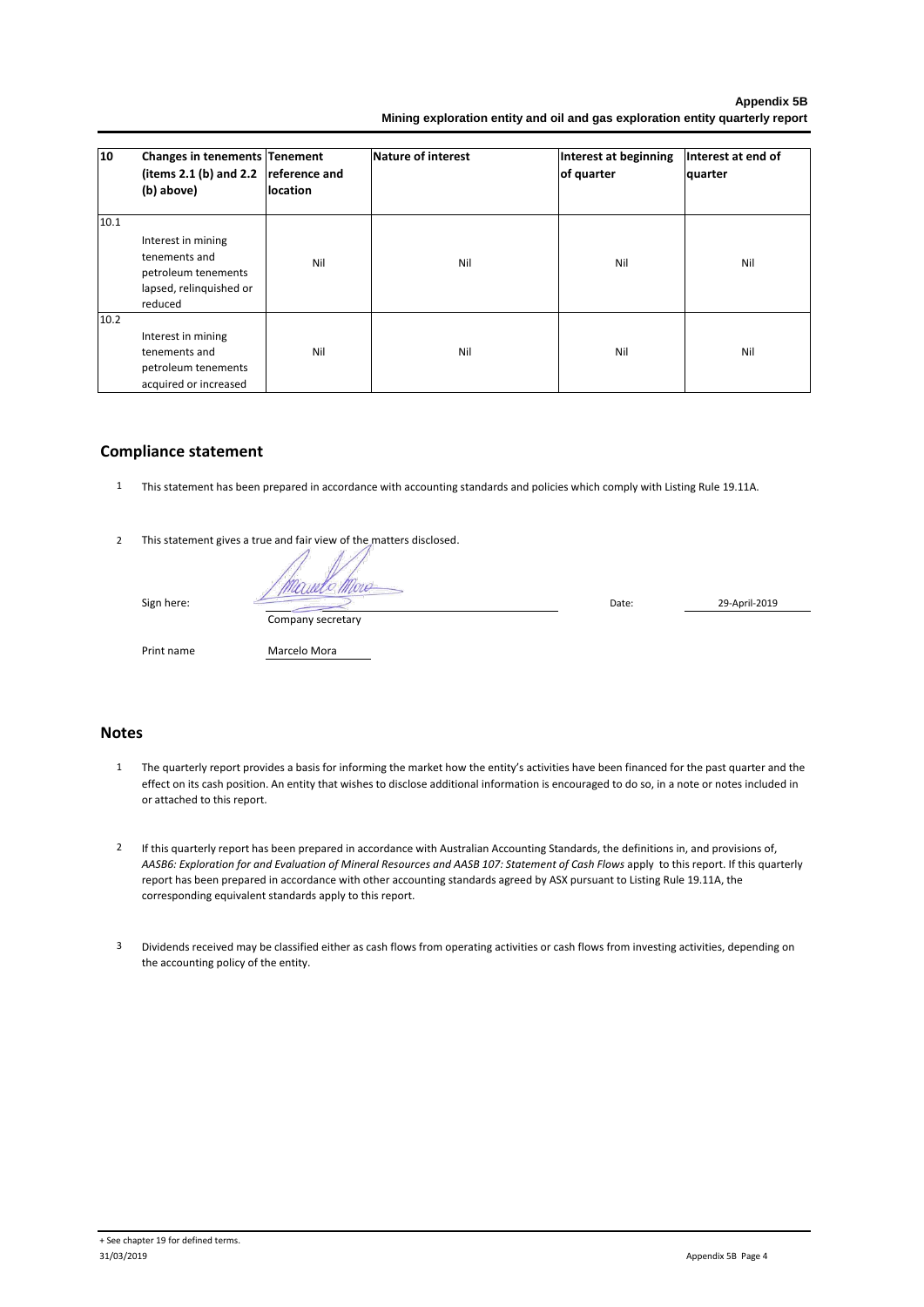| 10 | Changes in tenements (items 2.1 (b) and 2.2 (b) above) | Tenement reference and location | Nature of interest | Interest at beginning of quarter | Interest at end of quarter |
|---|---|---|---|---|---|
| 10.1 | Interest in mining tenements and petroleum tenements lapsed, relinquished or reduced | Nil | Nil | Nil | Nil |
| 10.2 | Interest in mining tenements and petroleum tenements acquired or increased | Nil | Nil | Nil | Nil |

## Compliance statement

1. This statement has been prepared in accordance with accounting standards and policies which comply with Listing Rule 19.11A.

2. This statement gives a true and fair view of the matters disclosed.

Sign here: ............................................................ Date: 29-April-2019
Company secretary

Print name: Marcelo Mora

## Notes

1. The quarterly report provides a basis for informing the market how the entity's activities have been financed for the past quarter and the effect on its cash position. An entity that wishes to disclose additional information is encouraged to do so, in a note or notes included in or attached to this report.

2. If this quarterly report has been prepared in accordance with Australian Accounting Standards, the definitions in, and provisions of, *AASB6: Exploration for and Evaluation of Mineral Resources and AASB 107: Statement of Cash Flows* apply to this report. If this quarterly report has been prepared in accordance with other accounting standards agreed by ASX pursuant to Listing Rule 19.11A, the corresponding equivalent standards apply to this report.

3. Dividends received may be classified either as cash flows from operating activities or cash flows from investing activities, depending on the accounting policy of the entity.